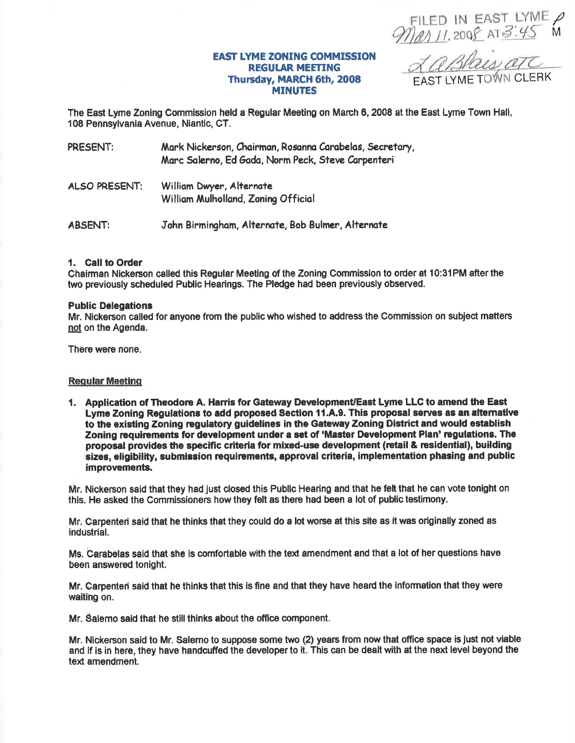FILED IN EAST LYME
Mar 11, 2008 AT 3:45 PM
L A Blais ATC
EAST LYME TOWN CLERK

**EAST LYME ZONING COMMISSION**
**REGULAR MEETING**
**Thursday, MARCH 6th, 2008**
**MINUTES**

The East Lyme Zoning Commission held a Regular Meeting on March 6, 2008 at the East Lyme Town Hall, 108 Pennsylvania Avenue, Niantic, CT.

PRESENT: Mark Nickerson, Chairman, Rosanna Carabelas, Secretary, Marc Salerno, Ed Gada, Norm Peck, Steve Carpenteri

ALSO PRESENT: William Dwyer, Alternate
William Mulholland, Zoning Official

ABSENT: John Birmingham, Alternate, Bob Bulmer, Alternate

**1. Call to Order**

Chairman Nickerson called this Regular Meeting of the Zoning Commission to order at 10:31PM after the two previously scheduled Public Hearings. The Pledge had been previously observed.

**Public Delegations**

Mr. Nickerson called for anyone from the public who wished to address the Commission on subject matters not on the Agenda.

There were none.

**Regular Meeting**

**1. Application of Theodore A. Harris for Gateway Development/East Lyme LLC to amend the East Lyme Zoning Regulations to add proposed Section 11.A.9. This proposal serves as an alternative to the existing Zoning regulatory guidelines in the Gateway Zoning District and would establish Zoning requirements for development under a set of 'Master Development Plan' regulations. The proposal provides the specific criteria for mixed-use development (retail & residential), building sizes, eligibility, submission requirements, approval criteria, implementation phasing and public improvements.**

Mr. Nickerson said that they had just closed this Public Hearing and that he felt that he can vote tonight on this. He asked the Commissioners how they felt as there had been a lot of public testimony.

Mr. Carpenteri said that he thinks that they could do a lot worse at this site as it was originally zoned as industrial.

Ms. Carabelas said that she is comfortable with the text amendment and that a lot of her questions have been answered tonight.

Mr. Carpenteri said that he thinks that this is fine and that they have heard the information that they were waiting on.

Mr. Salerno said that he still thinks about the office component.

Mr. Nickerson said to Mr. Salerno to suppose some two (2) years from now that office space is just not viable and if is in here, they have handcuffed the developer to it. This can be dealt with at the next level beyond the text amendment.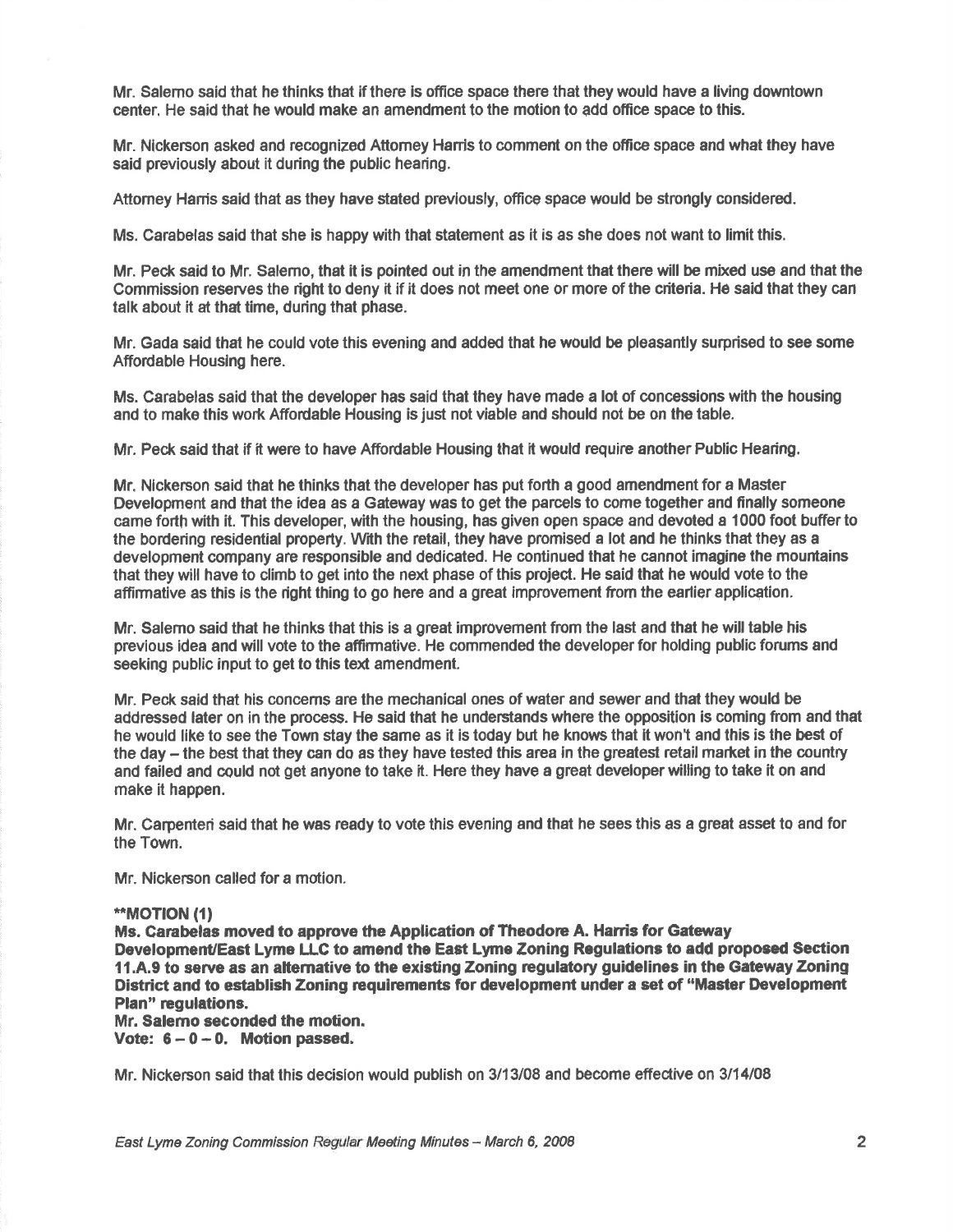Mr. Salerno said that he thinks that if there is office space there that they would have a living downtown center. He said that he would make an amendment to the motion to add office space to this.

Mr. Nickerson asked and recognized Attorney Harris to comment on the office space and what they have said previously about it during the public hearing.

Attorney Harris said that as they have stated previously, office space would be strongly considered.

Ms. Carabelas said that she is happy with that statement as it is as she does not want to limit this.

Mr. Peck said to Mr. Salerno, that it is pointed out in the amendment that there will be mixed use and that the Commission reserves the right to deny it if it does not meet one or more of the criteria. He said that they can talk about it at that time, during that phase.

Mr. Gada said that he could vote this evening and added that he would be pleasantly surprised to see some Affordable Housing here.

Ms. Carabelas said that the developer has said that they have made a lot of concessions with the housing and to make this work Affordable Housing is just not viable and should not be on the table.

Mr. Peck said that if it were to have Affordable Housing that it would require another Public Hearing.

Mr. Nickerson said that he thinks that the developer has put forth a good amendment for a Master Development and that the idea as a Gateway was to get the parcels to come together and finally someone came forth with it. This developer, with the housing, has given open space and devoted a 1000 foot buffer to the bordering residential property. With the retail, they have promised a lot and he thinks that they as a development company are responsible and dedicated. He continued that he cannot imagine the mountains that they will have to climb to get into the next phase of this project. He said that he would vote to the affirmative as this is the right thing to go here and a great improvement from the earlier application.

Mr. Salerno said that he thinks that this is a great improvement from the last and that he will table his previous idea and will vote to the affirmative. He commended the developer for holding public forums and seeking public input to get to this text amendment.

Mr. Peck said that his concerns are the mechanical ones of water and sewer and that they would be addressed later on in the process. He said that he understands where the opposition is coming from and that he would like to see the Town stay the same as it is today but he knows that it won't and this is the best of the day – the best that they can do as they have tested this area in the greatest retail market in the country and failed and could not get anyone to take it. Here they have a great developer willing to take it on and make it happen.

Mr. Carpenteri said that he was ready to vote this evening and that he sees this as a great asset to and for the Town.

Mr. Nickerson called for a motion.

**\*\*MOTION (1)**
**Ms. Carabelas moved to approve the Application of Theodore A. Harris for Gateway Development/East Lyme LLC to amend the East Lyme Zoning Regulations to add proposed Section 11.A.9 to serve as an alternative to the existing Zoning regulatory guidelines in the Gateway Zoning District and to establish Zoning requirements for development under a set of "Master Development Plan" regulations.**
**Mr. Salerno seconded the motion.**
**Vote: 6 – 0 – 0. Motion passed.**

Mr. Nickerson said that this decision would publish on 3/13/08 and become effective on 3/14/08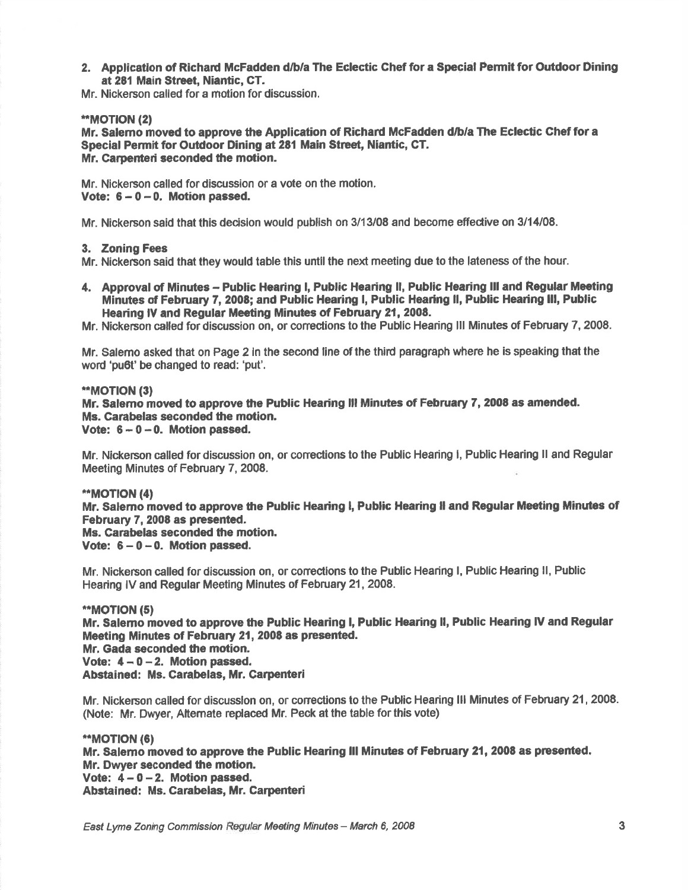**2. Application of Richard McFadden d/b/a The Eclectic Chef for a Special Permit for Outdoor Dining at 281 Main Street, Niantic, CT.**

Mr. Nickerson called for a motion for discussion.

****MOTION (2)**
**Mr. Salerno moved to approve the Application of Richard McFadden d/b/a The Eclectic Chef for a Special Permit for Outdoor Dining at 281 Main Street, Niantic, CT.**
**Mr. Carpenteri seconded the motion.**

Mr. Nickerson called for discussion or a vote on the motion.
**Vote: 6 – 0 – 0. Motion passed.**

Mr. Nickerson said that this decision would publish on 3/13/08 and become effective on 3/14/08.

**3. Zoning Fees**

Mr. Nickerson said that they would table this until the next meeting due to the lateness of the hour.

**4. Approval of Minutes – Public Hearing I, Public Hearing II, Public Hearing III and Regular Meeting Minutes of February 7, 2008; and Public Hearing I, Public Hearing II, Public Hearing III, Public Hearing IV and Regular Meeting Minutes of February 21, 2008.**

Mr. Nickerson called for discussion on, or corrections to the Public Hearing III Minutes of February 7, 2008.

Mr. Salerno asked that on Page 2 in the second line of the third paragraph where he is speaking that the word 'pu6t' be changed to read: 'put'.

****MOTION (3)**
**Mr. Salerno moved to approve the Public Hearing III Minutes of February 7, 2008 as amended.**
**Ms. Carabelas seconded the motion.**
**Vote: 6 – 0 – 0. Motion passed.**

Mr. Nickerson called for discussion on, or corrections to the Public Hearing I, Public Hearing II and Regular Meeting Minutes of February 7, 2008.

****MOTION (4)**
**Mr. Salerno moved to approve the Public Hearing I, Public Hearing II and Regular Meeting Minutes of February 7, 2008 as presented.**
**Ms. Carabelas seconded the motion.**
**Vote: 6 – 0 – 0. Motion passed.**

Mr. Nickerson called for discussion on, or corrections to the Public Hearing I, Public Hearing II, Public Hearing IV and Regular Meeting Minutes of February 21, 2008.

****MOTION (5)**
**Mr. Salerno moved to approve the Public Hearing I, Public Hearing II, Public Hearing IV and Regular Meeting Minutes of February 21, 2008 as presented.**
**Mr. Gada seconded the motion.**
**Vote: 4 – 0 – 2. Motion passed.**
**Abstained: Ms. Carabelas, Mr. Carpenteri**

Mr. Nickerson called for discussion on, or corrections to the Public Hearing III Minutes of February 21, 2008. (Note: Mr. Dwyer, Alternate replaced Mr. Peck at the table for this vote)

****MOTION (6)**
**Mr. Salerno moved to approve the Public Hearing III Minutes of February 21, 2008 as presented.**
**Mr. Dwyer seconded the motion.**
**Vote: 4 – 0 – 2. Motion passed.**
**Abstained: Ms. Carabelas, Mr. Carpenteri**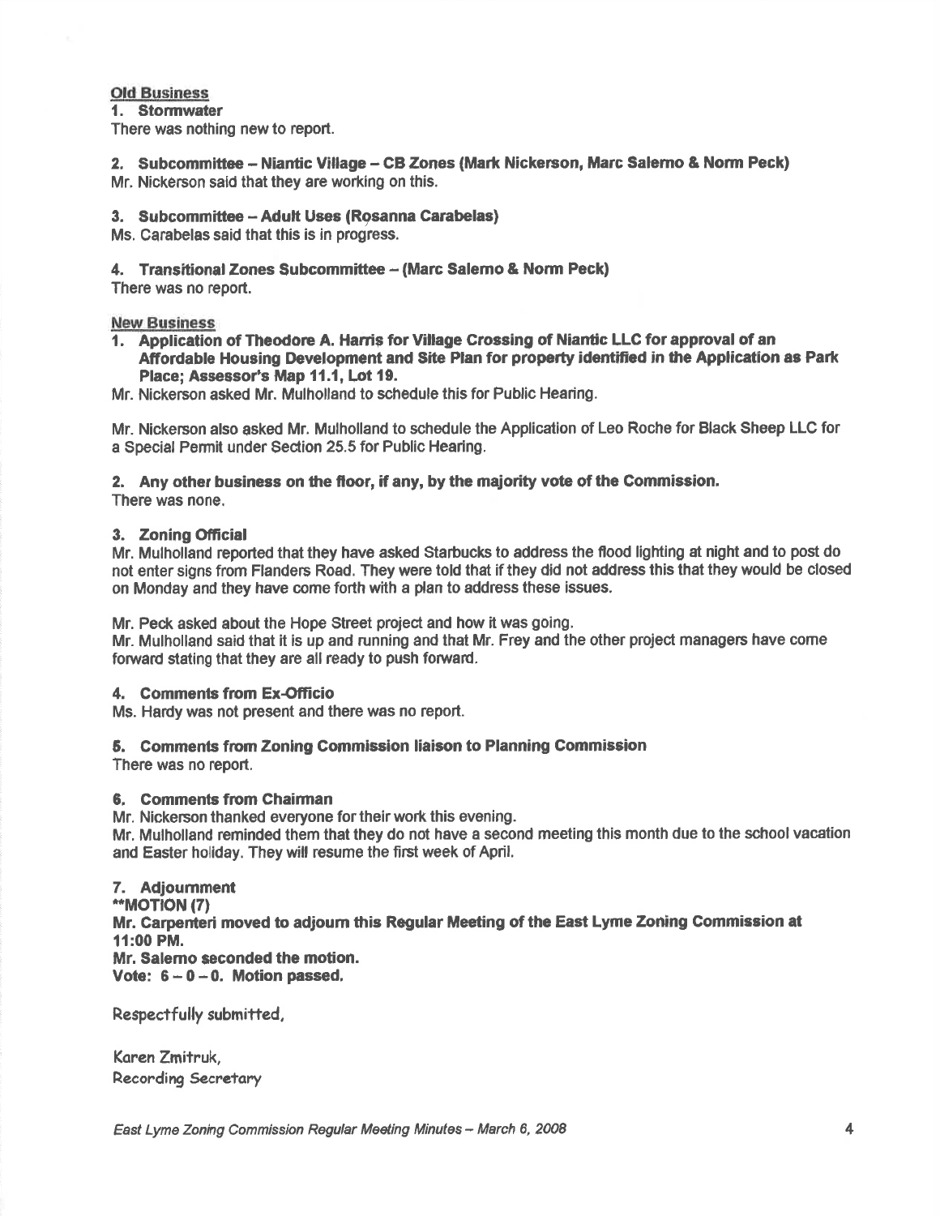**Old Business**

**1. Stormwater**

There was nothing new to report.

**2. Subcommittee – Niantic Village – CB Zones (Mark Nickerson, Marc Salerno & Norm Peck)**

Mr. Nickerson said that they are working on this.

**3. Subcommittee – Adult Uses (Rosanna Carabelas)**

Ms. Carabelas said that this is in progress.

**4. Transitional Zones Subcommittee – (Marc Salerno & Norm Peck)**

There was no report.

**New Business**

**1. Application of Theodore A. Harris for Village Crossing of Niantic LLC for approval of an Affordable Housing Development and Site Plan for property identified in the Application as Park Place; Assessor's Map 11.1, Lot 19.**

Mr. Nickerson asked Mr. Mulholland to schedule this for Public Hearing.

Mr. Nickerson also asked Mr. Mulholland to schedule the Application of Leo Roche for Black Sheep LLC for a Special Permit under Section 25.5 for Public Hearing.

**2. Any other business on the floor, if any, by the majority vote of the Commission.**

There was none.

**3. Zoning Official**

Mr. Mulholland reported that they have asked Starbucks to address the flood lighting at night and to post do not enter signs from Flanders Road. They were told that if they did not address this that they would be closed on Monday and they have come forth with a plan to address these issues.

Mr. Peck asked about the Hope Street project and how it was going.

Mr. Mulholland said that it is up and running and that Mr. Frey and the other project managers have come forward stating that they are all ready to push forward.

**4. Comments from Ex-Officio**

Ms. Hardy was not present and there was no report.

**5. Comments from Zoning Commission liaison to Planning Commission**

There was no report.

**6. Comments from Chairman**

Mr. Nickerson thanked everyone for their work this evening.

Mr. Mulholland reminded them that they do not have a second meeting this month due to the school vacation and Easter holiday. They will resume the first week of April.

**7. Adjournment**

****MOTION (7)**

**Mr. Carpenteri moved to adjourn this Regular Meeting of the East Lyme Zoning Commission at 11:00 PM.**

**Mr. Salerno seconded the motion.**

**Vote: 6 – 0 – 0. Motion passed.**

Respectfully submitted,

Karen Zmitruk,
Recording Secretary